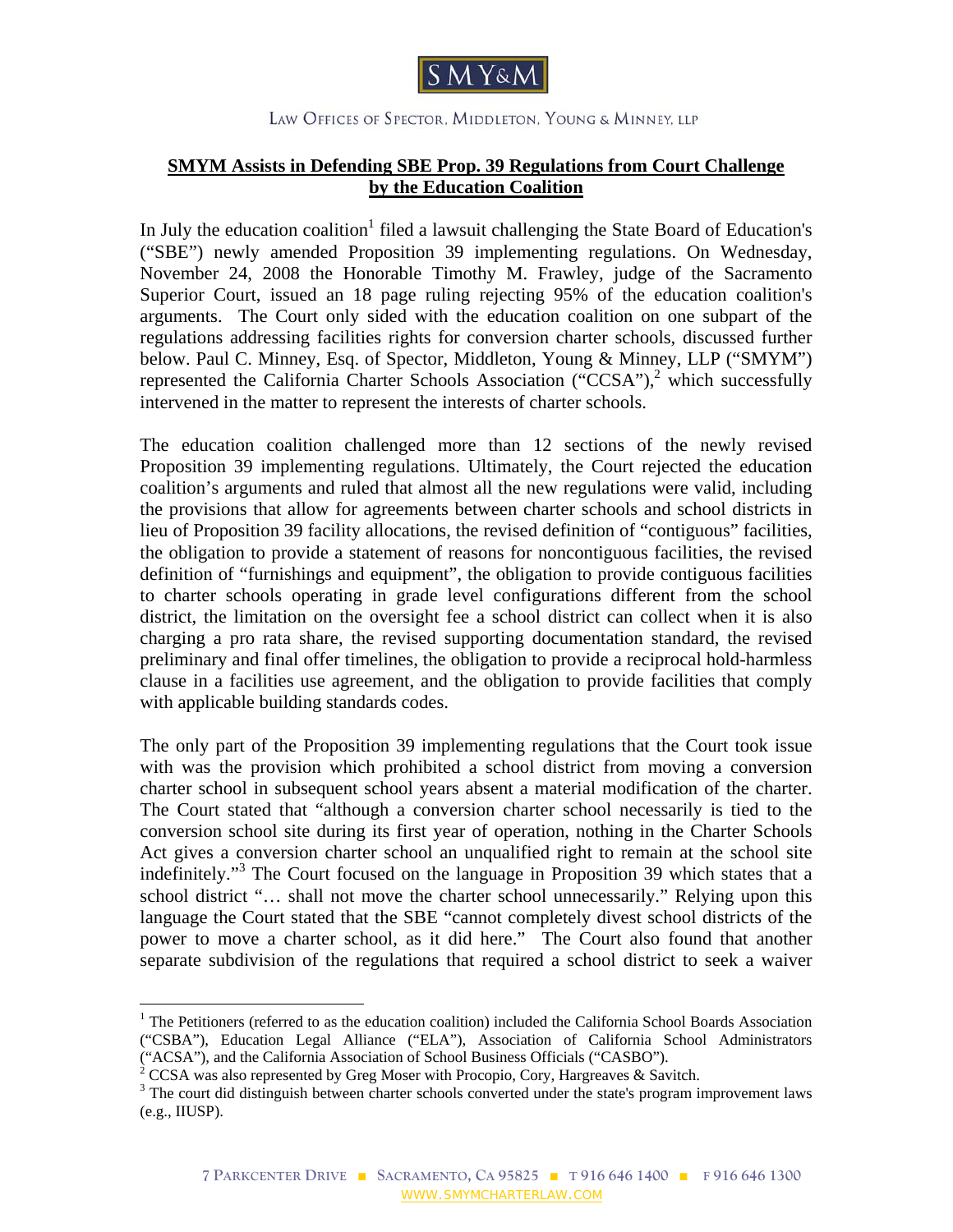SMY&M

LAW OFFICES OF SPECTOR, MIDDLETON, YOUNG & MINNEY, LLP

**SMYM Assists in Defending SBE Prop. 39 Regulations from Court Challenge by the Education Coalition**

In July the education coalition[1] filed a lawsuit challenging the State Board of Education's ("SBE") newly amended Proposition 39 implementing regulations. On Wednesday, November 24, 2008 the Honorable Timothy M. Frawley, judge of the Sacramento Superior Court, issued an 18 page ruling rejecting 95% of the education coalition's arguments. The Court only sided with the education coalition on one subpart of the regulations addressing facilities rights for conversion charter schools, discussed further below. Paul C. Minney, Esq. of Spector, Middleton, Young & Minney, LLP ("SMYM") represented the California Charter Schools Association ("CCSA"),[2] which successfully intervened in the matter to represent the interests of charter schools.

The education coalition challenged more than 12 sections of the newly revised Proposition 39 implementing regulations. Ultimately, the Court rejected the education coalition's arguments and ruled that almost all the new regulations were valid, including the provisions that allow for agreements between charter schools and school districts in lieu of Proposition 39 facility allocations, the revised definition of "contiguous" facilities, the obligation to provide a statement of reasons for noncontiguous facilities, the revised definition of "furnishings and equipment", the obligation to provide contiguous facilities to charter schools operating in grade level configurations different from the school district, the limitation on the oversight fee a school district can collect when it is also charging a pro rata share, the revised supporting documentation standard, the revised preliminary and final offer timelines, the obligation to provide a reciprocal hold-harmless clause in a facilities use agreement, and the obligation to provide facilities that comply with applicable building standards codes.

The only part of the Proposition 39 implementing regulations that the Court took issue with was the provision which prohibited a school district from moving a conversion charter school in subsequent school years absent a material modification of the charter. The Court stated that "although a conversion charter school necessarily is tied to the conversion school site during its first year of operation, nothing in the Charter Schools Act gives a conversion charter school an unqualified right to remain at the school site indefinitely."[3] The Court focused on the language in Proposition 39 which states that a school district "… shall not move the charter school unnecessarily." Relying upon this language the Court stated that the SBE "cannot completely divest school districts of the power to move a charter school, as it did here." The Court also found that another separate subdivision of the regulations that required a school district to seek a waiver

---

[1] The Petitioners (referred to as the education coalition) included the California School Boards Association ("CSBA"), Education Legal Alliance ("ELA"), Association of California School Administrators ("ACSA"), and the California Association of School Business Officials ("CASBO").

[2] CCSA was also represented by Greg Moser with Procopio, Cory, Hargreaves & Savitch.

[3] The court did distinguish between charter schools converted under the state's program improvement laws (e.g., IIUSP).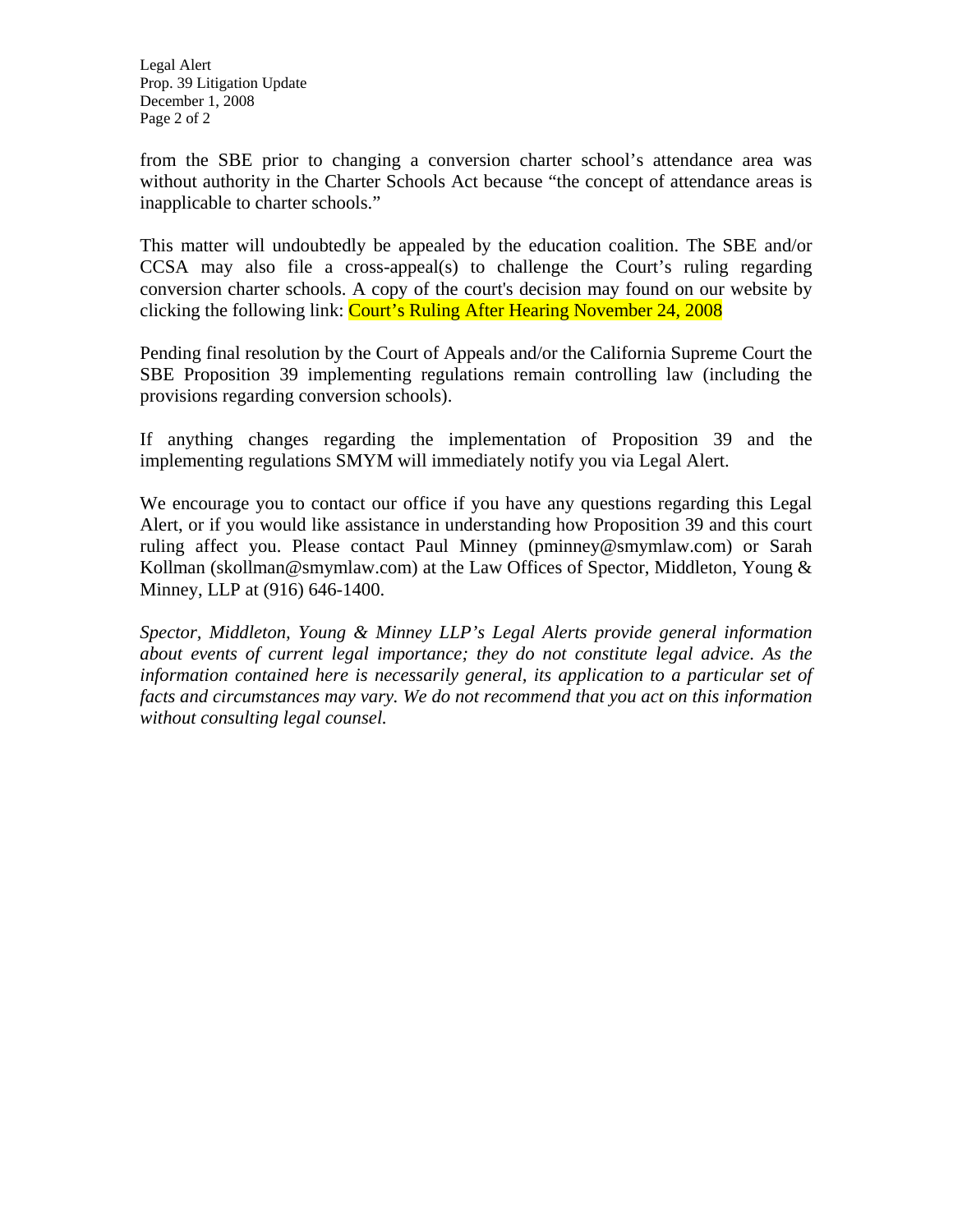from the SBE prior to changing a conversion charter school's attendance area was without authority in the Charter Schools Act because "the concept of attendance areas is inapplicable to charter schools."

This matter will undoubtedly be appealed by the education coalition. The SBE and/or CCSA may also file a cross-appeal(s) to challenge the Court's ruling regarding conversion charter schools. A copy of the court's decision may found on our website by clicking the following link: Court's Ruling After Hearing November 24, 2008

Pending final resolution by the Court of Appeals and/or the California Supreme Court the SBE Proposition 39 implementing regulations remain controlling law (including the provisions regarding conversion schools).

If anything changes regarding the implementation of Proposition 39 and the implementing regulations SMYM will immediately notify you via Legal Alert.

We encourage you to contact our office if you have any questions regarding this Legal Alert, or if you would like assistance in understanding how Proposition 39 and this court ruling affect you. Please contact Paul Minney (pminney@smymlaw.com) or Sarah Kollman (skollman@smymlaw.com) at the Law Offices of Spector, Middleton, Young & Minney, LLP at (916) 646-1400.

*Spector, Middleton, Young & Minney LLP's Legal Alerts provide general information about events of current legal importance; they do not constitute legal advice. As the information contained here is necessarily general, its application to a particular set of facts and circumstances may vary. We do not recommend that you act on this information without consulting legal counsel.*